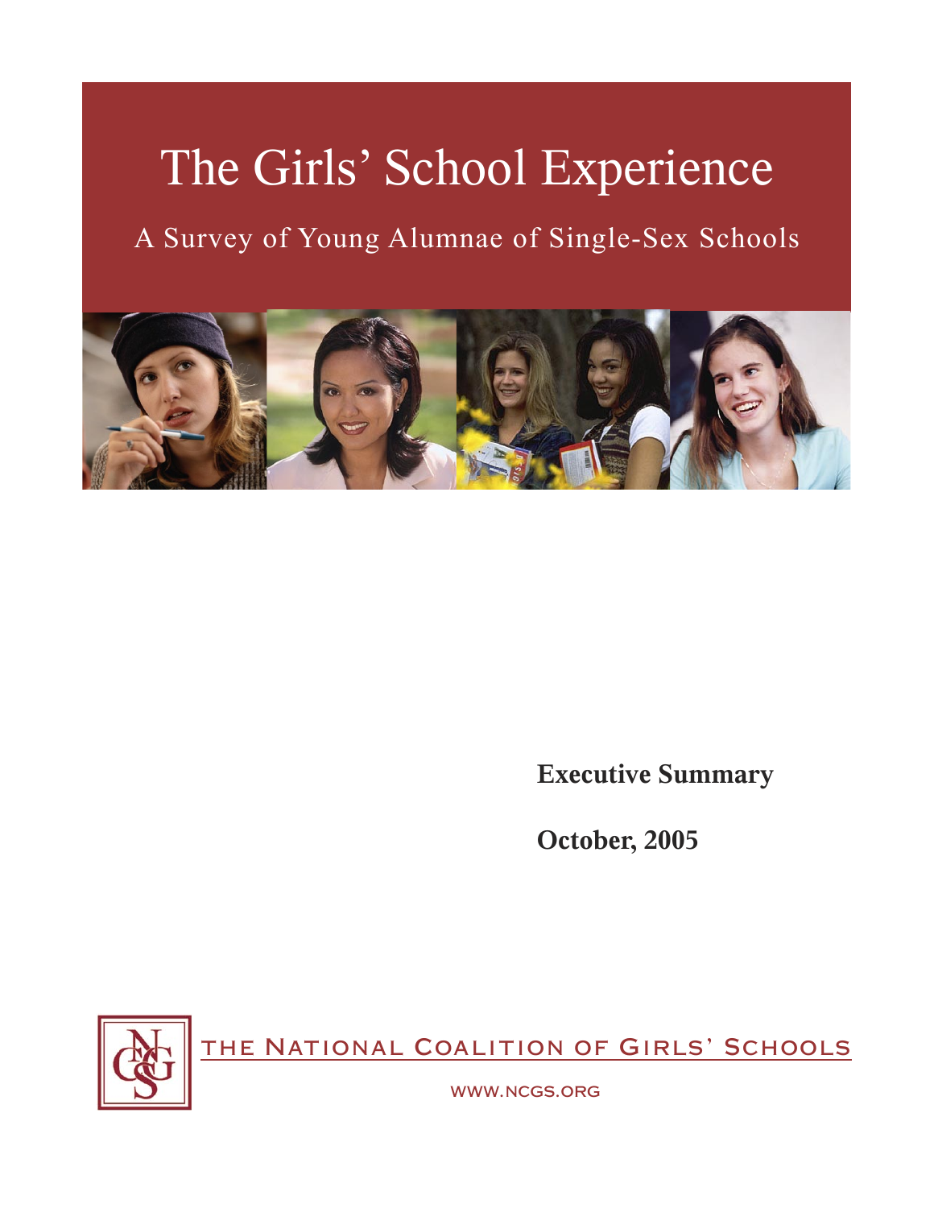# The Girls' School Experience

## A Survey of Young Alumnae of Single-Sex Schools

**Executive Summary**

**October, 2005**

THE NATIONAL COALITION OF GIRLS' SCHOOLS

WWW.NCGS.ORG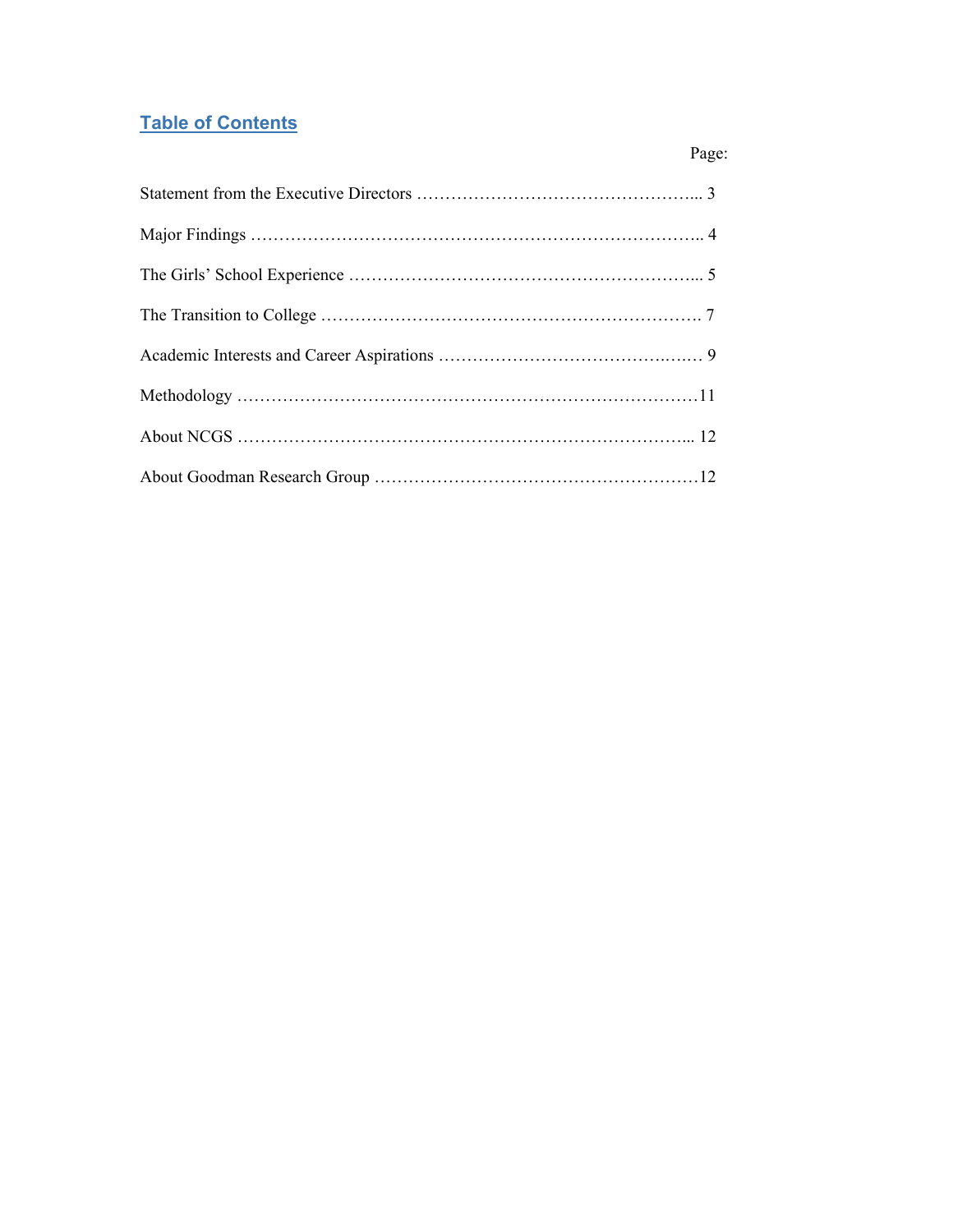## Table of Contents

| | Page: |
|---|---|
| Statement from the Executive Directors | 3 |
| Major Findings | 4 |
| The Girls' School Experience | 5 |
| The Transition to College | 7 |
| Academic Interests and Career Aspirations | 9 |
| Methodology | 11 |
| About NCGS | 12 |
| About Goodman Research Group | 12 |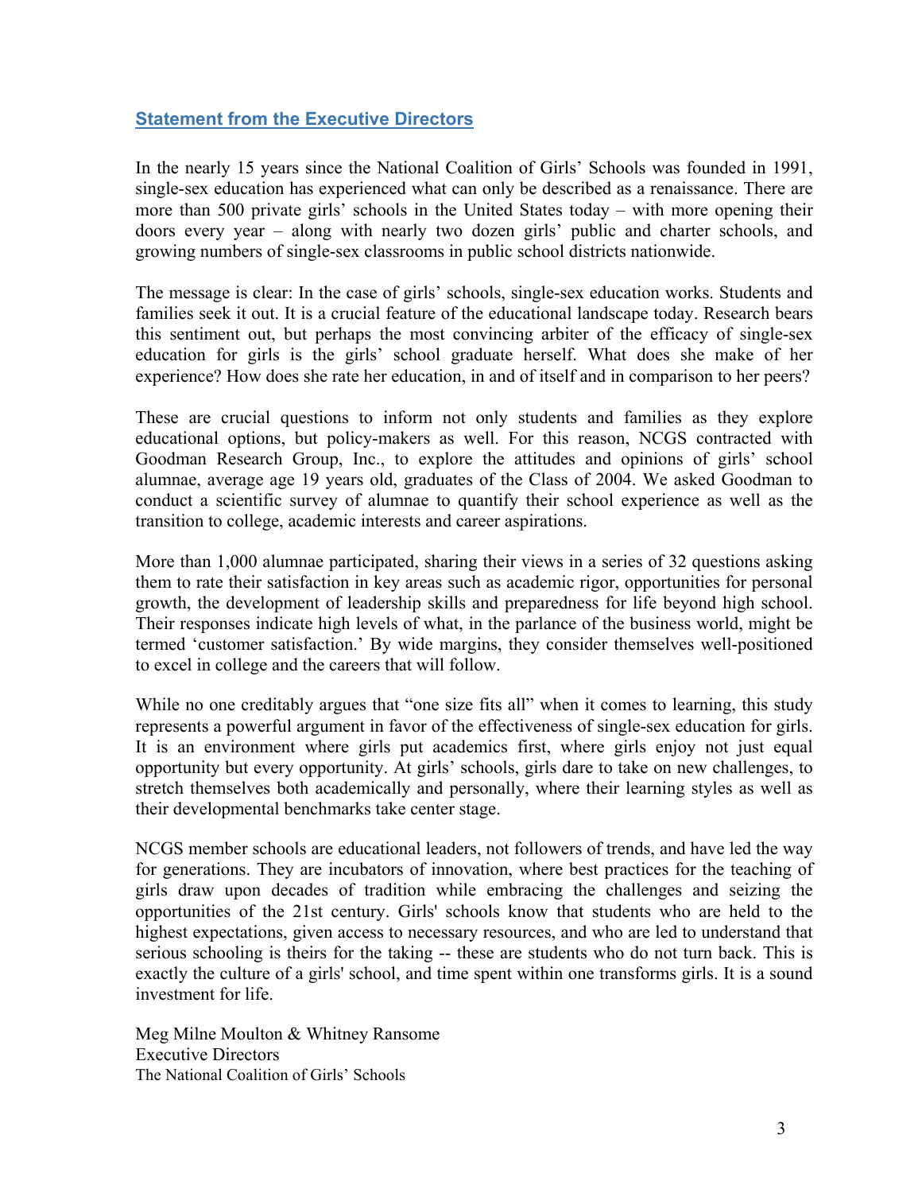## Statement from the Executive Directors

In the nearly 15 years since the National Coalition of Girls' Schools was founded in 1991, single-sex education has experienced what can only be described as a renaissance. There are more than 500 private girls' schools in the United States today – with more opening their doors every year – along with nearly two dozen girls' public and charter schools, and growing numbers of single-sex classrooms in public school districts nationwide.

The message is clear: In the case of girls' schools, single-sex education works. Students and families seek it out. It is a crucial feature of the educational landscape today. Research bears this sentiment out, but perhaps the most convincing arbiter of the efficacy of single-sex education for girls is the girls' school graduate herself. What does she make of her experience? How does she rate her education, in and of itself and in comparison to her peers?

These are crucial questions to inform not only students and families as they explore educational options, but policy-makers as well. For this reason, NCGS contracted with Goodman Research Group, Inc., to explore the attitudes and opinions of girls' school alumnae, average age 19 years old, graduates of the Class of 2004. We asked Goodman to conduct a scientific survey of alumnae to quantify their school experience as well as the transition to college, academic interests and career aspirations.

More than 1,000 alumnae participated, sharing their views in a series of 32 questions asking them to rate their satisfaction in key areas such as academic rigor, opportunities for personal growth, the development of leadership skills and preparedness for life beyond high school. Their responses indicate high levels of what, in the parlance of the business world, might be termed 'customer satisfaction.' By wide margins, they consider themselves well-positioned to excel in college and the careers that will follow.

While no one creditably argues that "one size fits all" when it comes to learning, this study represents a powerful argument in favor of the effectiveness of single-sex education for girls. It is an environment where girls put academics first, where girls enjoy not just equal opportunity but every opportunity. At girls' schools, girls dare to take on new challenges, to stretch themselves both academically and personally, where their learning styles as well as their developmental benchmarks take center stage.

NCGS member schools are educational leaders, not followers of trends, and have led the way for generations. They are incubators of innovation, where best practices for the teaching of girls draw upon decades of tradition while embracing the challenges and seizing the opportunities of the 21st century. Girls' schools know that students who are held to the highest expectations, given access to necessary resources, and who are led to understand that serious schooling is theirs for the taking -- these are students who do not turn back. This is exactly the culture of a girls' school, and time spent within one transforms girls. It is a sound investment for life.

Meg Milne Moulton & Whitney Ransome
Executive Directors
The National Coalition of Girls' Schools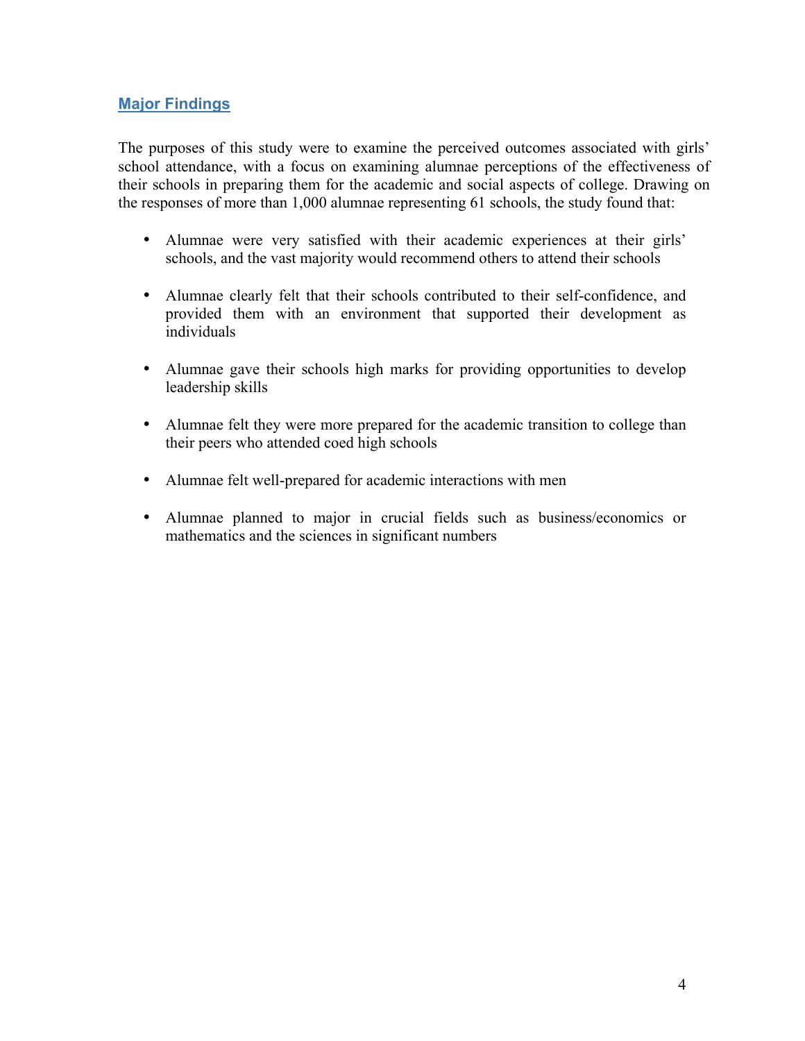## Major Findings

The purposes of this study were to examine the perceived outcomes associated with girls' school attendance, with a focus on examining alumnae perceptions of the effectiveness of their schools in preparing them for the academic and social aspects of college. Drawing on the responses of more than 1,000 alumnae representing 61 schools, the study found that:

- Alumnae were very satisfied with their academic experiences at their girls' schools, and the vast majority would recommend others to attend their schools
- Alumnae clearly felt that their schools contributed to their self-confidence, and provided them with an environment that supported their development as individuals
- Alumnae gave their schools high marks for providing opportunities to develop leadership skills
- Alumnae felt they were more prepared for the academic transition to college than their peers who attended coed high schools
- Alumnae felt well-prepared for academic interactions with men
- Alumnae planned to major in crucial fields such as business/economics or mathematics and the sciences in significant numbers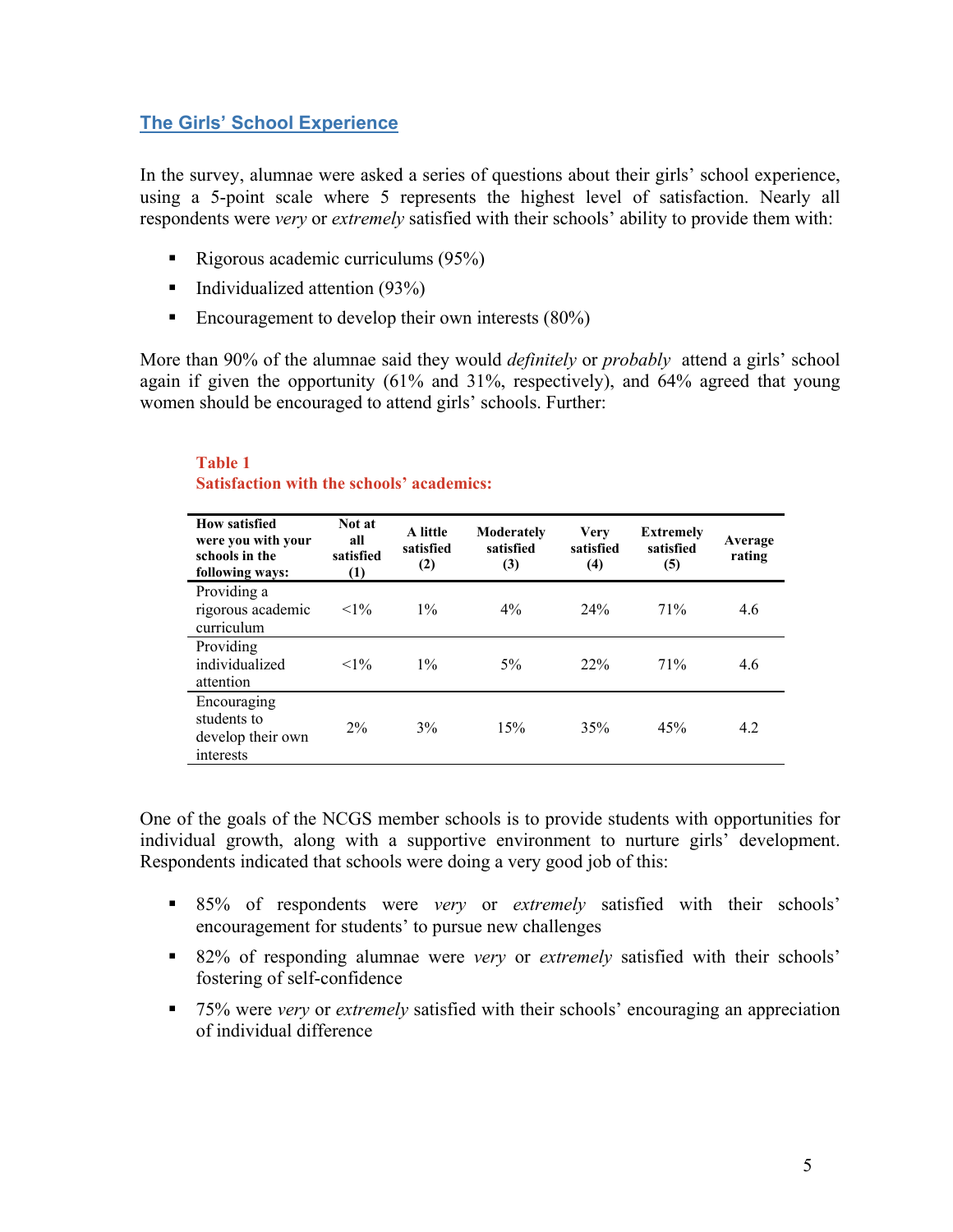## The Girls' School Experience

In the survey, alumnae were asked a series of questions about their girls' school experience, using a 5-point scale where 5 represents the highest level of satisfaction. Nearly all respondents were *very* or *extremely* satisfied with their schools' ability to provide them with:

- Rigorous academic curriculums (95%)
- Individualized attention (93%)
- Encouragement to develop their own interests (80%)

More than 90% of the alumnae said they would *definitely* or *probably* attend a girls' school again if given the opportunity (61% and 31%, respectively), and 64% agreed that young women should be encouraged to attend girls' schools. Further:

**Table 1**
**Satisfaction with the schools' academics:**

| How satisfied were you with your schools in the following ways: | Not at all satisfied (1) | A little satisfied (2) | Moderately satisfied (3) | Very satisfied (4) | Extremely satisfied (5) | Average rating |
|---|---|---|---|---|---|---|
| Providing a rigorous academic curriculum | <1% | 1% | 4% | 24% | 71% | 4.6 |
| Providing individualized attention | <1% | 1% | 5% | 22% | 71% | 4.6 |
| Encouraging students to develop their own interests | 2% | 3% | 15% | 35% | 45% | 4.2 |

One of the goals of the NCGS member schools is to provide students with opportunities for individual growth, along with a supportive environment to nurture girls' development. Respondents indicated that schools were doing a very good job of this:

- 85% of respondents were *very* or *extremely* satisfied with their schools' encouragement for students' to pursue new challenges
- 82% of responding alumnae were *very* or *extremely* satisfied with their schools' fostering of self-confidence
- 75% were *very* or *extremely* satisfied with their schools' encouraging an appreciation of individual difference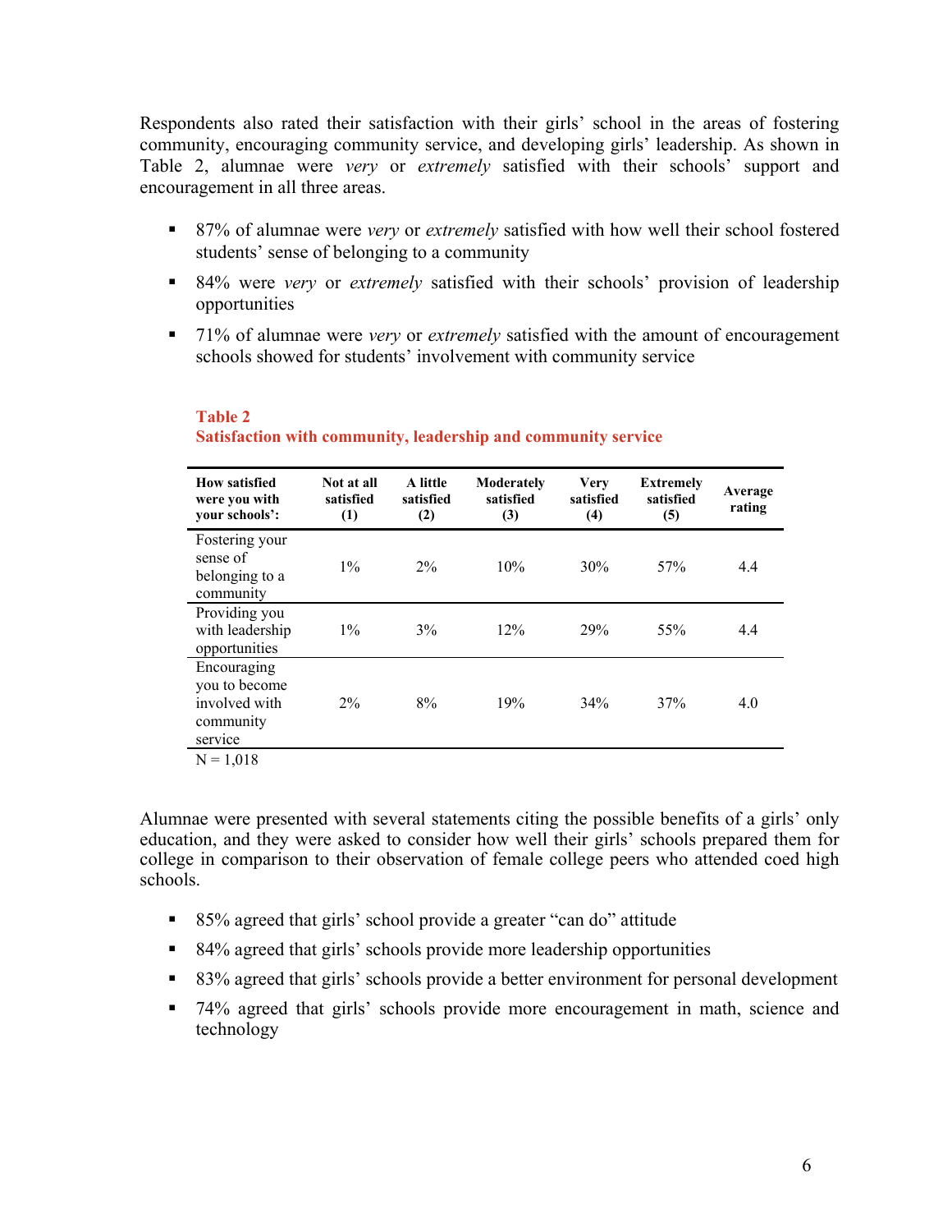Respondents also rated their satisfaction with their girls' school in the areas of fostering community, encouraging community service, and developing girls' leadership. As shown in Table 2, alumnae were *very* or *extremely* satisfied with their schools' support and encouragement in all three areas.

- 87% of alumnae were *very* or *extremely* satisfied with how well their school fostered students' sense of belonging to a community
- 84% were *very* or *extremely* satisfied with their schools' provision of leadership opportunities
- 71% of alumnae were *very* or *extremely* satisfied with the amount of encouragement schools showed for students' involvement with community service

**Table 2**
**Satisfaction with community, leadership and community service**

| How satisfied were you with your schools': | Not at all satisfied (1) | A little satisfied (2) | Moderately satisfied (3) | Very satisfied (4) | Extremely satisfied (5) | Average rating |
|---|---|---|---|---|---|---|
| Fostering your sense of belonging to a community | 1% | 2% | 10% | 30% | 57% | 4.4 |
| Providing you with leadership opportunities | 1% | 3% | 12% | 29% | 55% | 4.4 |
| Encouraging you to become involved with community service | 2% | 8% | 19% | 34% | 37% | 4.0 |

N = 1,018

Alumnae were presented with several statements citing the possible benefits of a girls' only education, and they were asked to consider how well their girls' schools prepared them for college in comparison to their observation of female college peers who attended coed high schools.

- 85% agreed that girls' school provide a greater "can do" attitude
- 84% agreed that girls' schools provide more leadership opportunities
- 83% agreed that girls' schools provide a better environment for personal development
- 74% agreed that girls' schools provide more encouragement in math, science and technology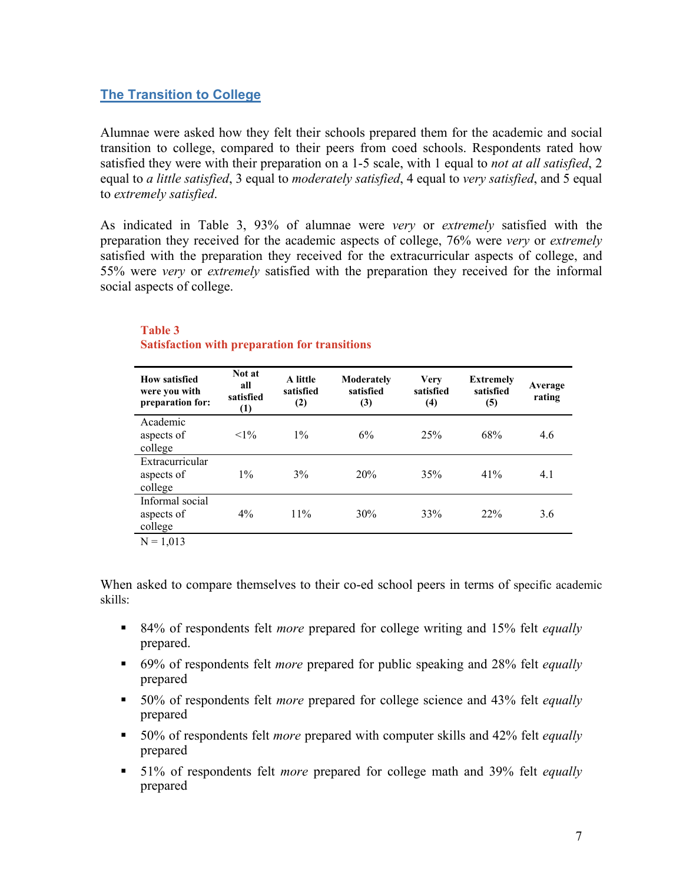## The Transition to College

Alumnae were asked how they felt their schools prepared them for the academic and social transition to college, compared to their peers from coed schools. Respondents rated how satisfied they were with their preparation on a 1-5 scale, with 1 equal to *not at all satisfied*, 2 equal to *a little satisfied*, 3 equal to *moderately satisfied*, 4 equal to *very satisfied*, and 5 equal to *extremely satisfied*.

As indicated in Table 3, 93% of alumnae were *very* or *extremely* satisfied with the preparation they received for the academic aspects of college, 76% were *very* or *extremely* satisfied with the preparation they received for the extracurricular aspects of college, and 55% were *very* or *extremely* satisfied with the preparation they received for the informal social aspects of college.

**Table 3**
**Satisfaction with preparation for transitions**

| How satisfied were you with preparation for: | Not at all satisfied (1) | A little satisfied (2) | Moderately satisfied (3) | Very satisfied (4) | Extremely satisfied (5) | Average rating |
|---|---|---|---|---|---|---|
| Academic aspects of college | <1% | 1% | 6% | 25% | 68% | 4.6 |
| Extracurricular aspects of college | 1% | 3% | 20% | 35% | 41% | 4.1 |
| Informal social aspects of college | 4% | 11% | 30% | 33% | 22% | 3.6 |

N = 1,013

When asked to compare themselves to their co-ed school peers in terms of specific academic skills:

- 84% of respondents felt *more* prepared for college writing and 15% felt *equally* prepared.
- 69% of respondents felt *more* prepared for public speaking and 28% felt *equally* prepared
- 50% of respondents felt *more* prepared for college science and 43% felt *equally* prepared
- 50% of respondents felt *more* prepared with computer skills and 42% felt *equally* prepared
- 51% of respondents felt *more* prepared for college math and 39% felt *equally* prepared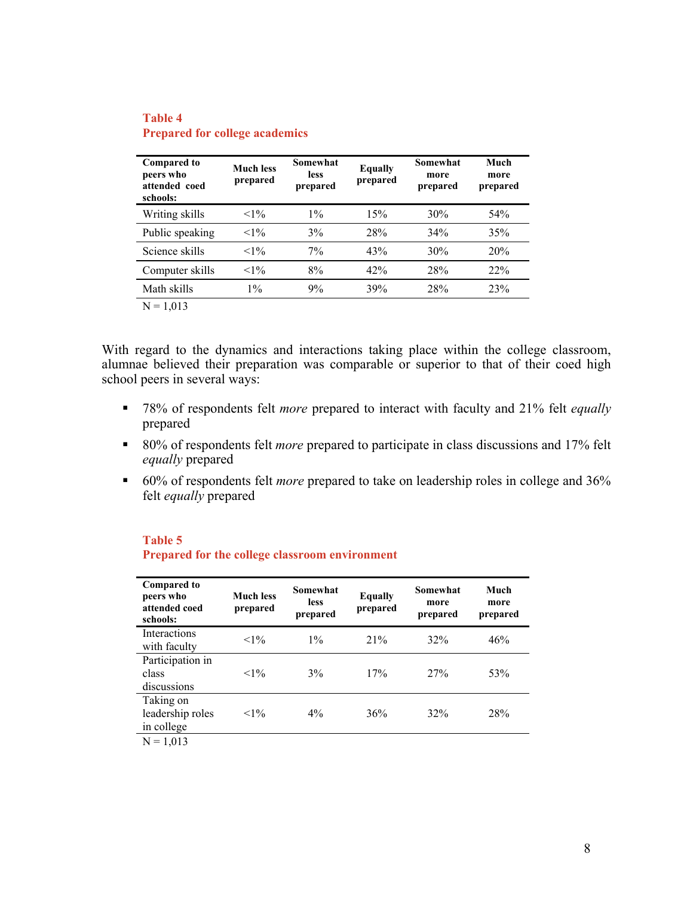**Table 4**
**Prepared for college academics**

| Compared to peers who attended coed schools: | Much less prepared | Somewhat less prepared | Equally prepared | Somewhat more prepared | Much more prepared |
|---|---|---|---|---|---|
| Writing skills | <1% | 1% | 15% | 30% | 54% |
| Public speaking | <1% | 3% | 28% | 34% | 35% |
| Science skills | <1% | 7% | 43% | 30% | 20% |
| Computer skills | <1% | 8% | 42% | 28% | 22% |
| Math skills | 1% | 9% | 39% | 28% | 23% |

N = 1,013

With regard to the dynamics and interactions taking place within the college classroom, alumnae believed their preparation was comparable or superior to that of their coed high school peers in several ways:

- 78% of respondents felt *more* prepared to interact with faculty and 21% felt *equally* prepared
- 80% of respondents felt *more* prepared to participate in class discussions and 17% felt *equally* prepared
- 60% of respondents felt *more* prepared to take on leadership roles in college and 36% felt *equally* prepared

**Table 5**
**Prepared for the college classroom environment**

| Compared to peers who attended coed schools: | Much less prepared | Somewhat less prepared | Equally prepared | Somewhat more prepared | Much more prepared |
|---|---|---|---|---|---|
| Interactions with faculty | <1% | 1% | 21% | 32% | 46% |
| Participation in class discussions | <1% | 3% | 17% | 27% | 53% |
| Taking on leadership roles in college | <1% | 4% | 36% | 32% | 28% |

N = 1,013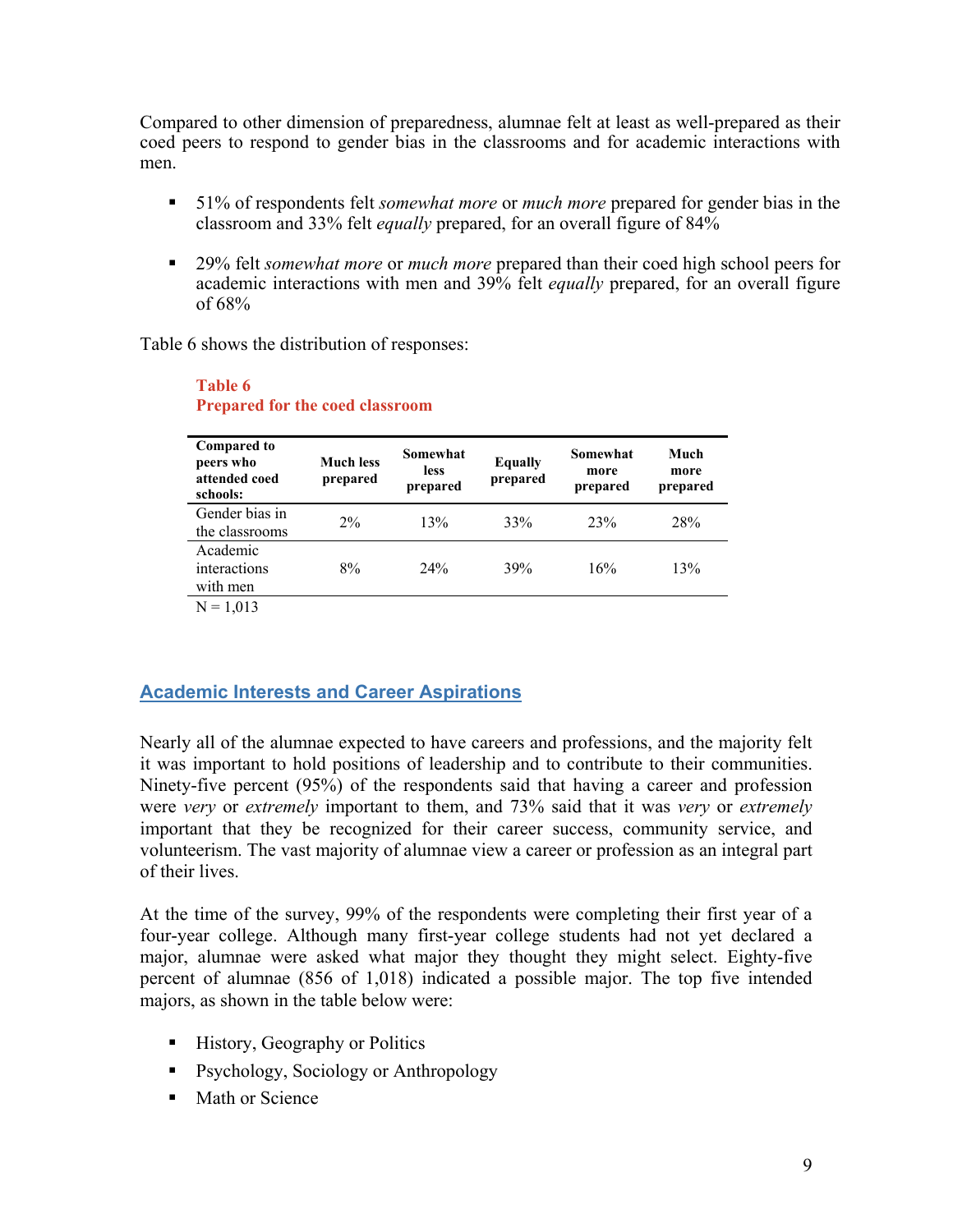Compared to other dimension of preparedness, alumnae felt at least as well-prepared as their coed peers to respond to gender bias in the classrooms and for academic interactions with men.

- 51% of respondents felt *somewhat more* or *much more* prepared for gender bias in the classroom and 33% felt *equally* prepared, for an overall figure of 84%
- 29% felt *somewhat more* or *much more* prepared than their coed high school peers for academic interactions with men and 39% felt *equally* prepared, for an overall figure of 68%

Table 6 shows the distribution of responses:

**Table 6**
**Prepared for the coed classroom**

| Compared to peers who attended coed schools: | Much less prepared | Somewhat less prepared | Equally prepared | Somewhat more prepared | Much more prepared |
|---|---|---|---|---|---|
| Gender bias in the classrooms | 2% | 13% | 33% | 23% | 28% |
| Academic interactions with men | 8% | 24% | 39% | 16% | 13% |

N = 1,013

## Academic Interests and Career Aspirations

Nearly all of the alumnae expected to have careers and professions, and the majority felt it was important to hold positions of leadership and to contribute to their communities. Ninety-five percent (95%) of the respondents said that having a career and profession were *very* or *extremely* important to them, and 73% said that it was *very* or *extremely* important that they be recognized for their career success, community service, and volunteerism. The vast majority of alumnae view a career or profession as an integral part of their lives.

At the time of the survey, 99% of the respondents were completing their first year of a four-year college. Although many first-year college students had not yet declared a major, alumnae were asked what major they thought they might select. Eighty-five percent of alumnae (856 of 1,018) indicated a possible major. The top five intended majors, as shown in the table below were:

- History, Geography or Politics
- Psychology, Sociology or Anthropology
- Math or Science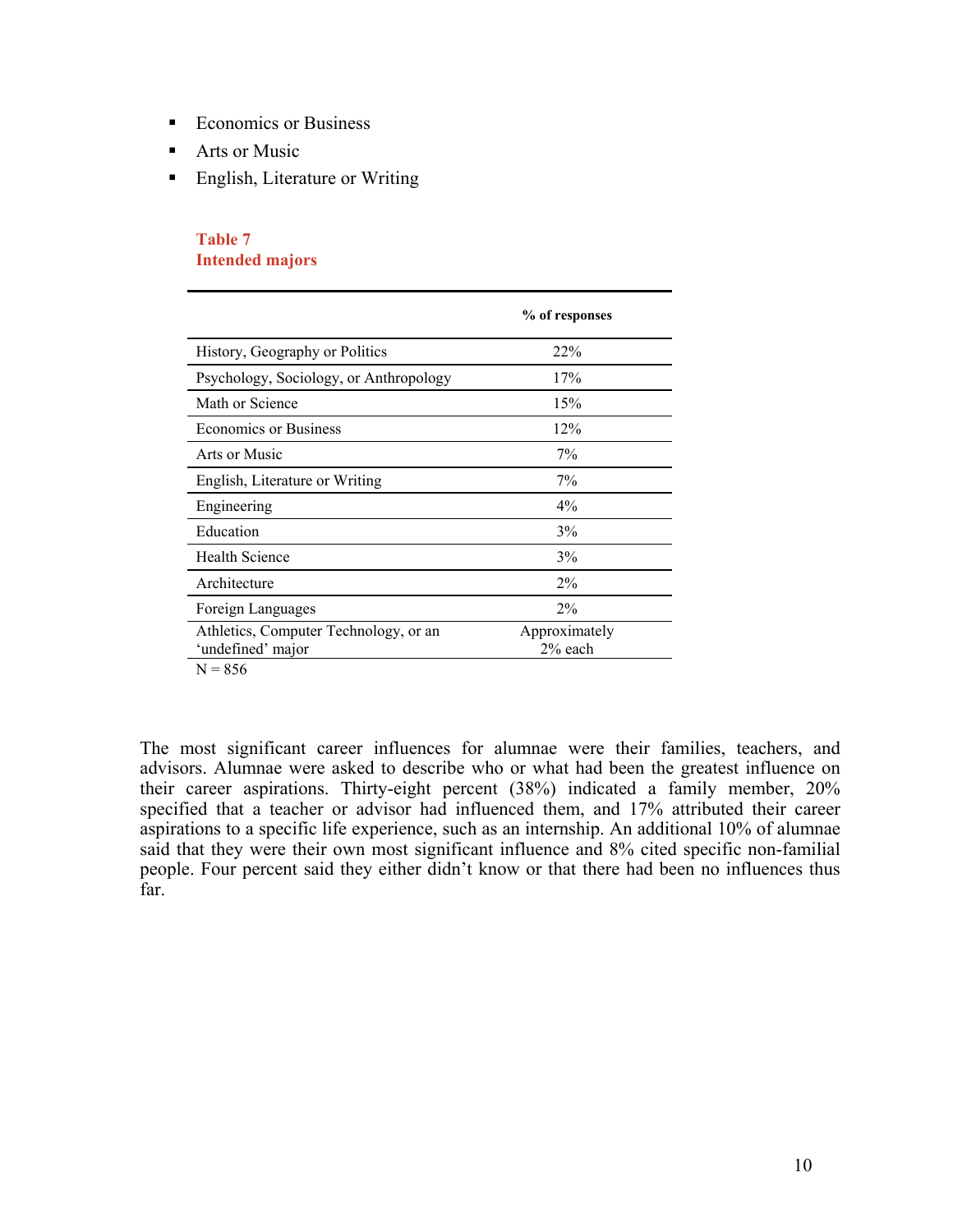- Economics or Business
- Arts or Music
- English, Literature or Writing

**Table 7**
**Intended majors**

| | % of responses |
|---|---|
| History, Geography or Politics | 22% |
| Psychology, Sociology, or Anthropology | 17% |
| Math or Science | 15% |
| Economics or Business | 12% |
| Arts or Music | 7% |
| English, Literature or Writing | 7% |
| Engineering | 4% |
| Education | 3% |
| Health Science | 3% |
| Architecture | 2% |
| Foreign Languages | 2% |
| Athletics, Computer Technology, or an 'undefined' major | Approximately 2% each |

N = 856

The most significant career influences for alumnae were their families, teachers, and advisors. Alumnae were asked to describe who or what had been the greatest influence on their career aspirations. Thirty-eight percent (38%) indicated a family member, 20% specified that a teacher or advisor had influenced them, and 17% attributed their career aspirations to a specific life experience, such as an internship. An additional 10% of alumnae said that they were their own most significant influence and 8% cited specific non-familial people. Four percent said they either didn't know or that there had been no influences thus far.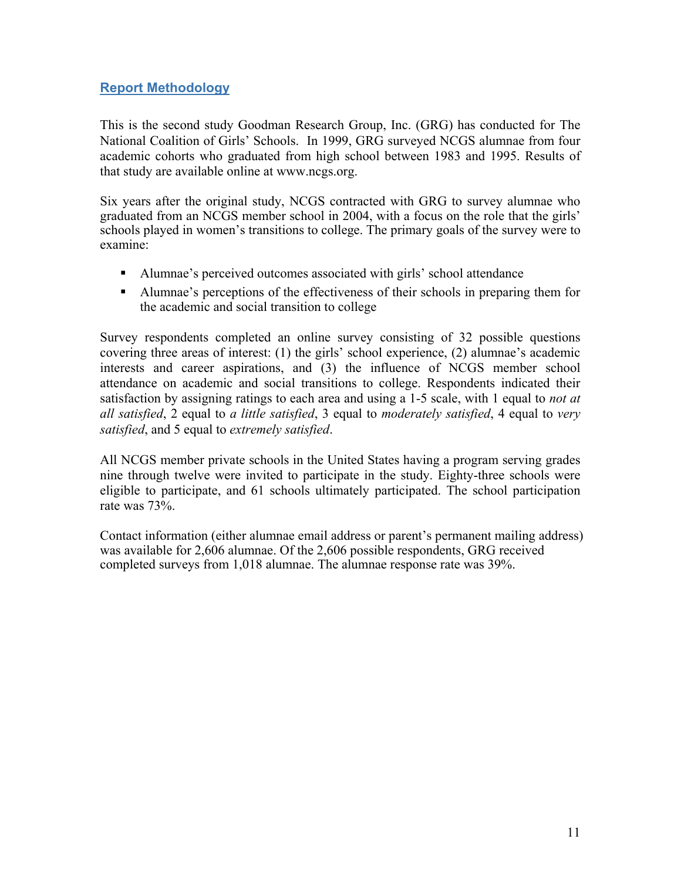## Report Methodology

This is the second study Goodman Research Group, Inc. (GRG) has conducted for The National Coalition of Girls' Schools. In 1999, GRG surveyed NCGS alumnae from four academic cohorts who graduated from high school between 1983 and 1995. Results of that study are available online at www.ncgs.org.

Six years after the original study, NCGS contracted with GRG to survey alumnae who graduated from an NCGS member school in 2004, with a focus on the role that the girls' schools played in women's transitions to college. The primary goals of the survey were to examine:

- Alumnae's perceived outcomes associated with girls' school attendance
- Alumnae's perceptions of the effectiveness of their schools in preparing them for the academic and social transition to college

Survey respondents completed an online survey consisting of 32 possible questions covering three areas of interest: (1) the girls' school experience, (2) alumnae's academic interests and career aspirations, and (3) the influence of NCGS member school attendance on academic and social transitions to college. Respondents indicated their satisfaction by assigning ratings to each area and using a 1-5 scale, with 1 equal to *not at all satisfied*, 2 equal to *a little satisfied*, 3 equal to *moderately satisfied*, 4 equal to *very satisfied*, and 5 equal to *extremely satisfied*.

All NCGS member private schools in the United States having a program serving grades nine through twelve were invited to participate in the study. Eighty-three schools were eligible to participate, and 61 schools ultimately participated. The school participation rate was 73%.

Contact information (either alumnae email address or parent's permanent mailing address) was available for 2,606 alumnae. Of the 2,606 possible respondents, GRG received completed surveys from 1,018 alumnae. The alumnae response rate was 39%.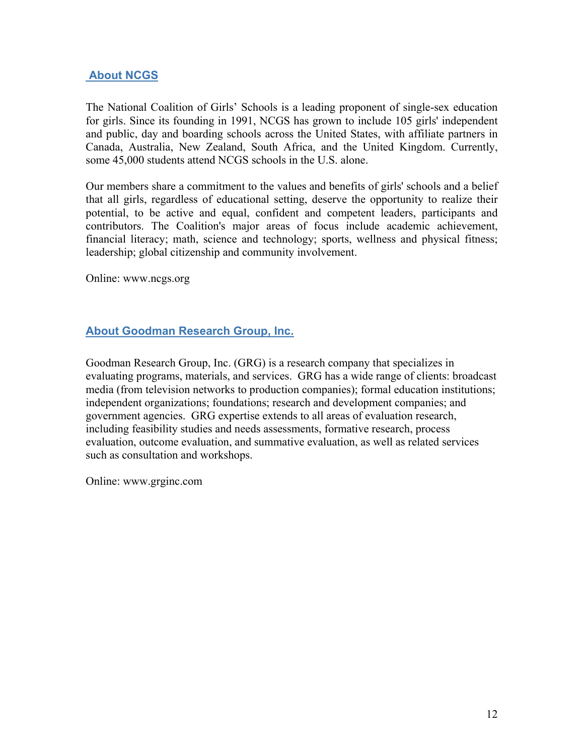## About NCGS

The National Coalition of Girls' Schools is a leading proponent of single-sex education for girls. Since its founding in 1991, NCGS has grown to include 105 girls' independent and public, day and boarding schools across the United States, with affiliate partners in Canada, Australia, New Zealand, South Africa, and the United Kingdom. Currently, some 45,000 students attend NCGS schools in the U.S. alone.

Our members share a commitment to the values and benefits of girls' schools and a belief that all girls, regardless of educational setting, deserve the opportunity to realize their potential, to be active and equal, confident and competent leaders, participants and contributors. The Coalition's major areas of focus include academic achievement, financial literacy; math, science and technology; sports, wellness and physical fitness; leadership; global citizenship and community involvement.

Online: www.ncgs.org

## About Goodman Research Group, Inc.

Goodman Research Group, Inc. (GRG) is a research company that specializes in evaluating programs, materials, and services. GRG has a wide range of clients: broadcast media (from television networks to production companies); formal education institutions; independent organizations; foundations; research and development companies; and government agencies. GRG expertise extends to all areas of evaluation research, including feasibility studies and needs assessments, formative research, process evaluation, outcome evaluation, and summative evaluation, as well as related services such as consultation and workshops.

Online: www.grginc.com